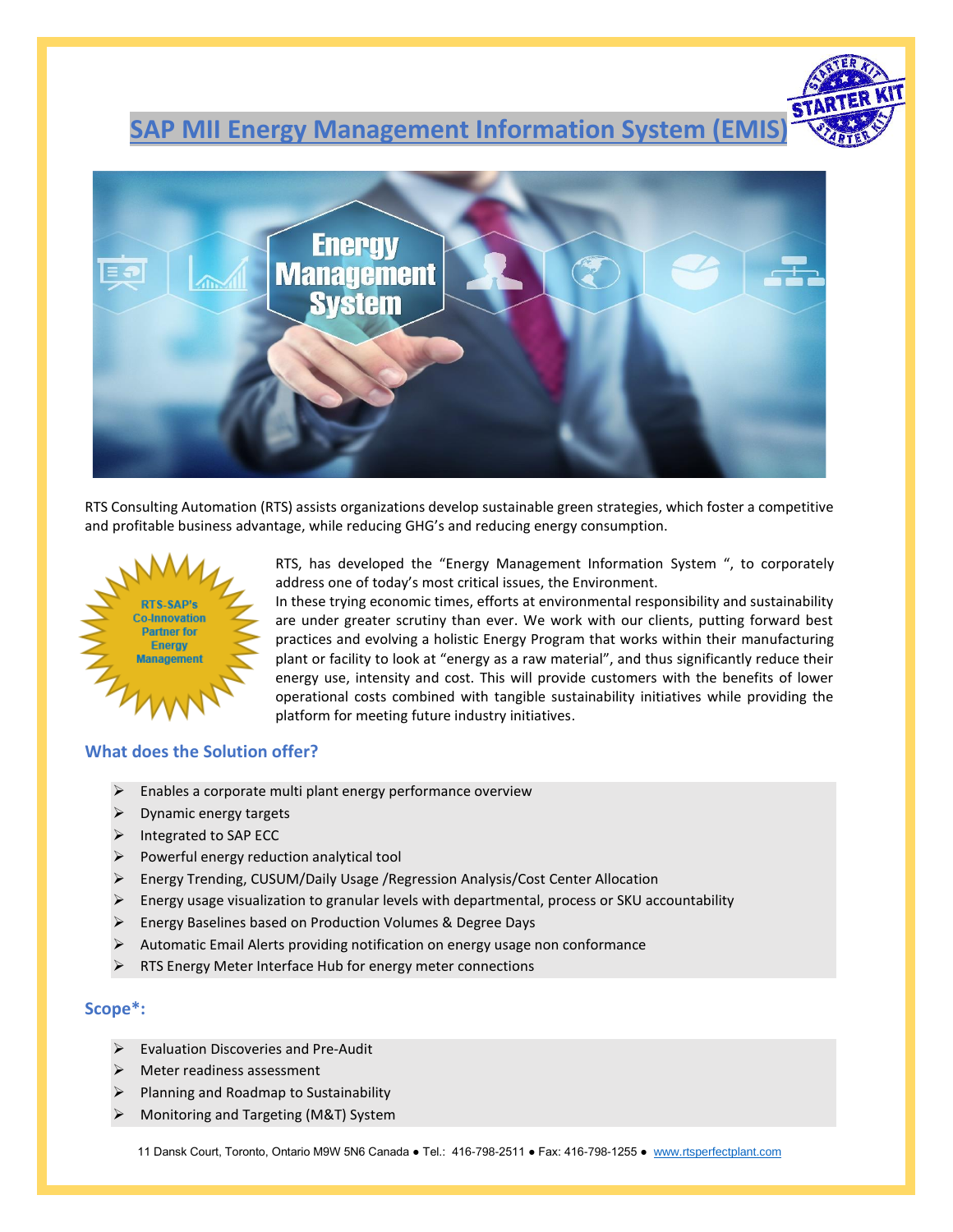# SAP MII Energy Management Information System (EMIS)

RTS Consulting Automation (RTS) assists organizations develop sustainable green strategies, which foster a competitive and profitable business advantage, while reducing GHG's and reducing energy consumption.

RTS-SAP's Co-Innovation Partner for Energy Management

RTS, has developed the "Energy Management Information System ", to corporately address one of today's most critical issues, the Environment.

In these trying economic times, efforts at environmental responsibility and sustainability are under greater scrutiny than ever. We work with our clients, putting forward best practices and evolving a holistic Energy Program that works within their manufacturing plant or facility to look at "energy as a raw material", and thus significantly reduce their energy use, intensity and cost. This will provide customers with the benefits of lower operational costs combined with tangible sustainability initiatives while providing the platform for meeting future industry initiatives.

## What does the Solution offer?

- Enables a corporate multi plant energy performance overview
- Dynamic energy targets
- Integrated to SAP ECC
- Powerful energy reduction analytical tool
- Energy Trending, CUSUM/Daily Usage /Regression Analysis/Cost Center Allocation
- Energy usage visualization to granular levels with departmental, process or SKU accountability
- Energy Baselines based on Production Volumes & Degree Days
- Automatic Email Alerts providing notification on energy usage non conformance
- RTS Energy Meter Interface Hub for energy meter connections

## Scope*:

- Evaluation Discoveries and Pre-Audit
- Meter readiness assessment
- Planning and Roadmap to Sustainability
- Monitoring and Targeting (M&T) System

11 Dansk Court, Toronto, Ontario M9W 5N6 Canada ● Tel.: 416-798-2511 ● Fax: 416-798-1255 ● www.rtsperfectplant.com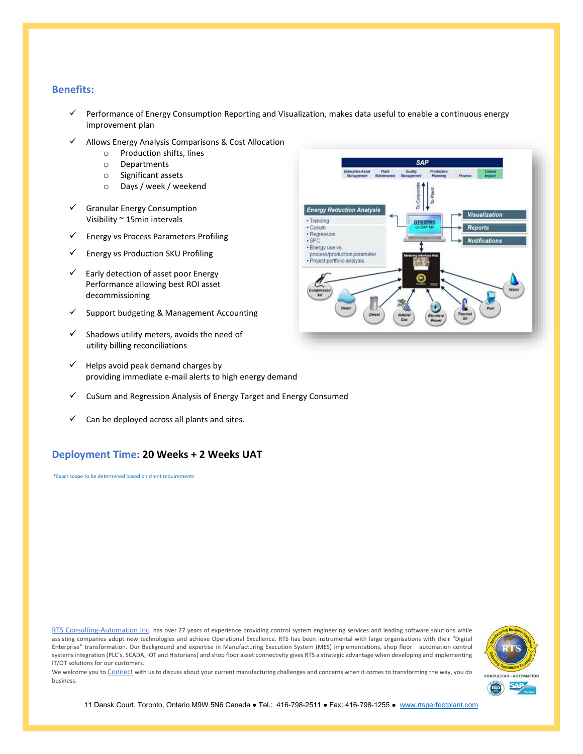## Benefits:

- ✓ Performance of Energy Consumption Reporting and Visualization, makes data useful to enable a continuous energy improvement plan
- ✓ Allows Energy Analysis Comparisons & Cost Allocation
  - Production shifts, lines
  - Departments
  - Significant assets
  - Days / week / weekend
- ✓ Granular Energy Consumption Visibility ~ 15min intervals
- ✓ Energy vs Process Parameters Profiling
- ✓ Energy vs Production SKU Profiling
- ✓ Early detection of asset poor Energy Performance allowing best ROI asset decommissioning
- ✓ Support budgeting & Management Accounting
- ✓ Shadows utility meters, avoids the need of utility billing reconciliations
- ✓ Helps avoid peak demand charges by providing immediate e-mail alerts to high energy demand
- ✓ CuSum and Regression Analysis of Energy Target and Energy Consumed
- ✓ Can be deployed across all plants and sites.

## Deployment Time: **20 Weeks + 2 Weeks UAT**

*Exact scope to be determined based on client requirements

RTS Consulting-Automation Inc. has over 27 years of experience providing control system engineering services and leading software solutions while assisting companies adopt new technologies and achieve Operational Excellence. RTS has been instrumental with large organisations with their "Digital Enterprise" transformation. Our Background and expertise in Manufacturing Execution System (MES) implementations, shop floor automation control systems integration (PLC's, SCADA, IOT and Historians) and shop floor asset connectivity gives RTS a strategic advantage when developing and implementing IT/OT solutions for our customers.

We welcome you to Connect with us to discuss about your current manufacturing challenges and concerns when it comes to transforming the way, you do business.

11 Dansk Court, Toronto, Ontario M9W 5N6 Canada ● Tel.: 416-798-2511 ● Fax: 416-798-1255 ● www.rtsperfectplant.com